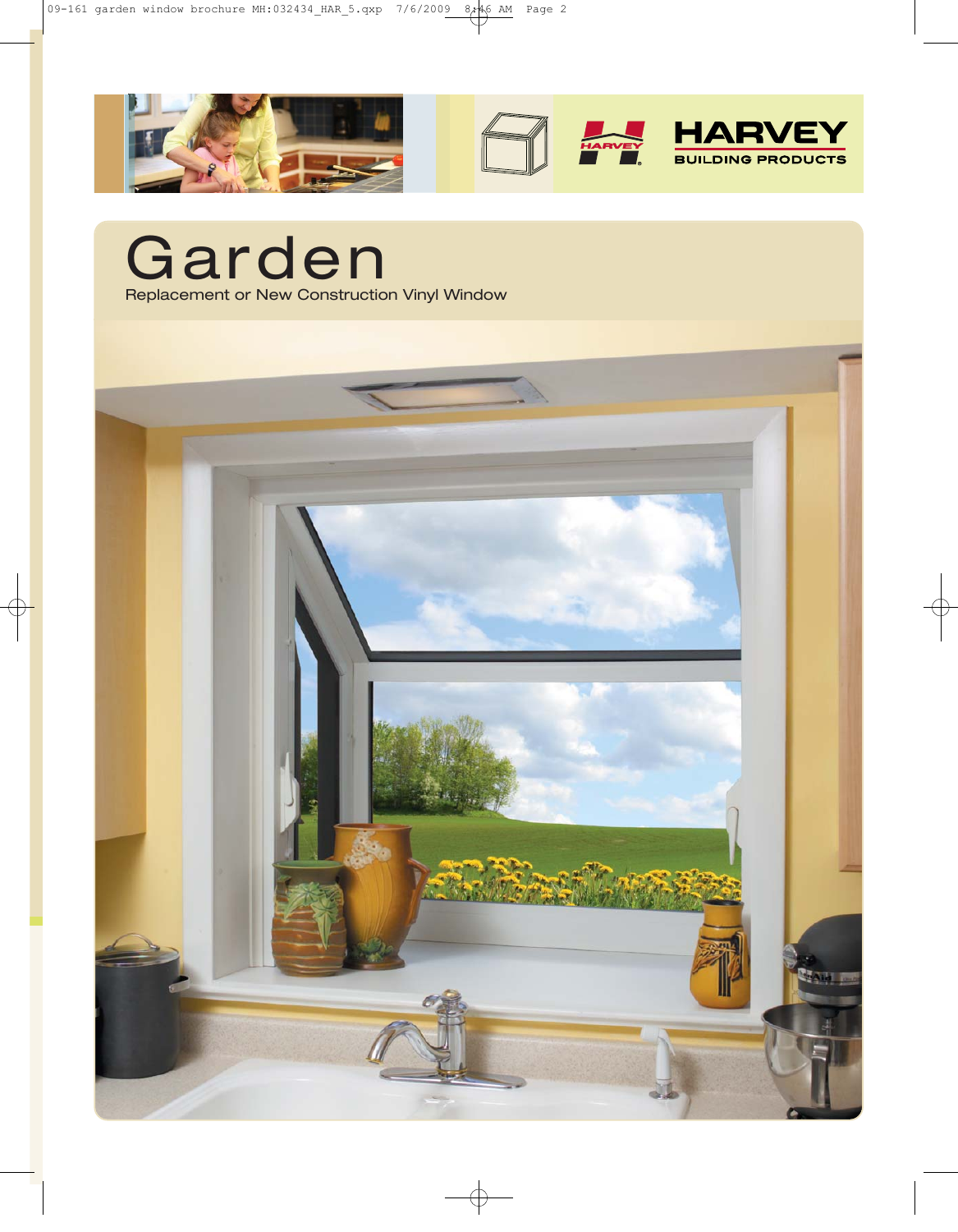HARVEY

BUILDING PRODUCTS

# Garden

Replacement or New Construction Vinyl Window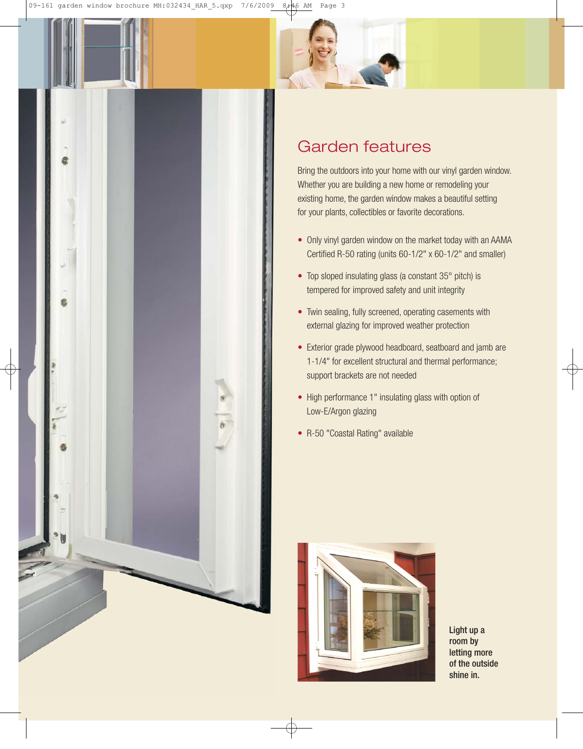## Garden features

Bring the outdoors into your home with our vinyl garden window. Whether you are building a new home or remodeling your existing home, the garden window makes a beautiful setting for your plants, collectibles or favorite decorations.

- Only vinyl garden window on the market today with an AAMA Certified R-50 rating (units 60-1/2" x 60-1/2" and smaller)
- Top sloped insulating glass (a constant 35° pitch) is tempered for improved safety and unit integrity
- Twin sealing, fully screened, operating casements with external glazing for improved weather protection
- Exterior grade plywood headboard, seatboard and jamb are 1-1/4" for excellent structural and thermal performance; support brackets are not needed
- High performance 1" insulating glass with option of Low-E/Argon glazing
- R-50 "Coastal Rating" available

**Light up a room by letting more of the outside shine in.**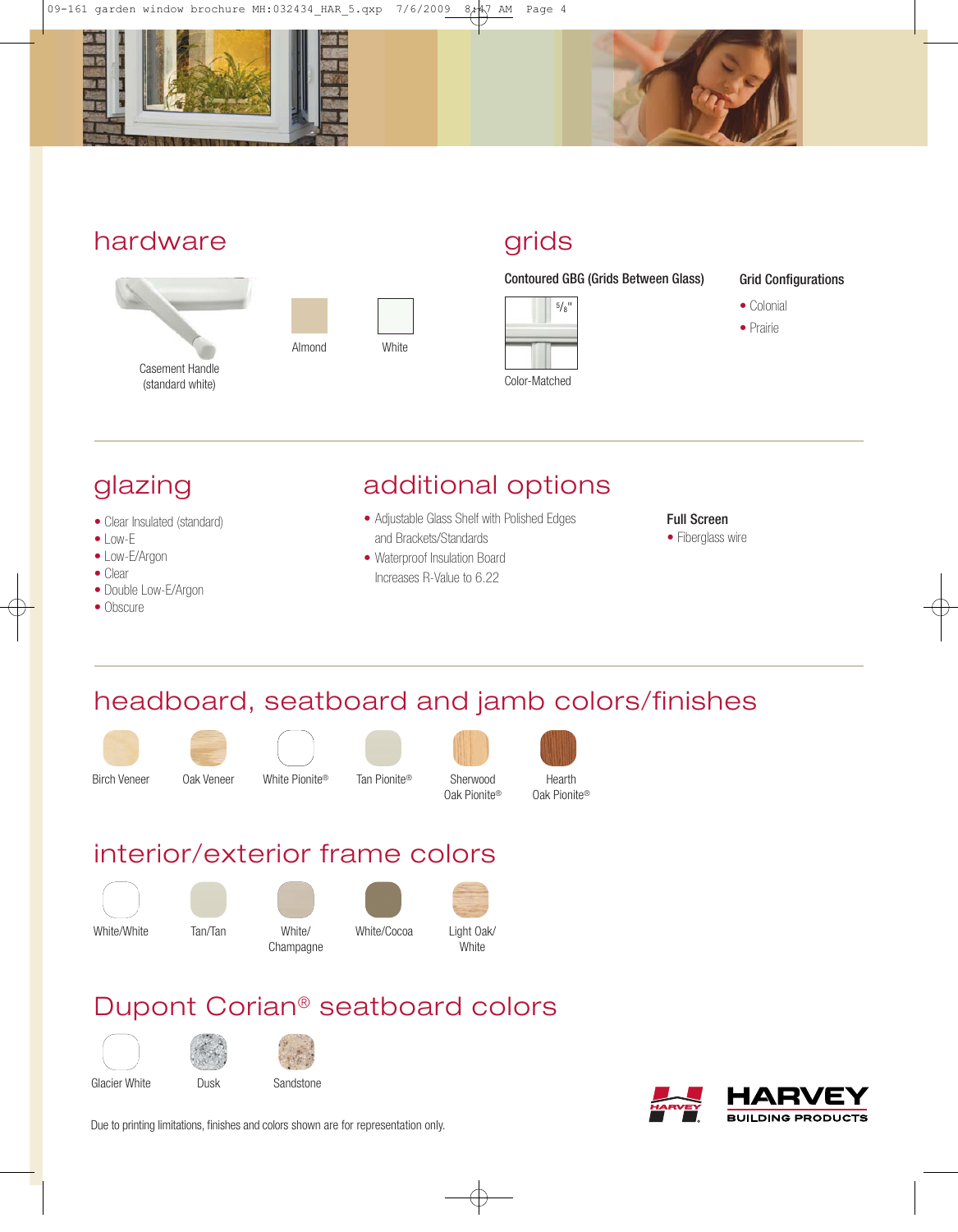## hardware

Casement Handle
(standard white)

Almond

White

## grids

**Contoured GBG (Grids Between Glass)**

5/8"

Color-Matched

**Grid Configurations**

- Colonial
- Prairie

## glazing

- Clear Insulated (standard)
- Low-E
- Low-E/Argon
- Clear
- Double Low-E/Argon
- Obscure

## additional options

- Adjustable Glass Shelf with Polished Edges and Brackets/Standards
- Waterproof Insulation Board Increases R-Value to 6.22

**Full Screen**

- Fiberglass wire

## headboard, seatboard and jamb colors/finishes

Birch Veneer

Oak Veneer

White Pionite®

Tan Pionite®

Sherwood Oak Pionite®

Hearth Oak Pionite®

## interior/exterior frame colors

White/White

Tan/Tan

White/ Champagne

White/Cocoa

Light Oak/ White

## Dupont Corian® seatboard colors

Glacier White

Dusk

Sandstone

Due to printing limitations, finishes and colors shown are for representation only.

HARVEY BUILDING PRODUCTS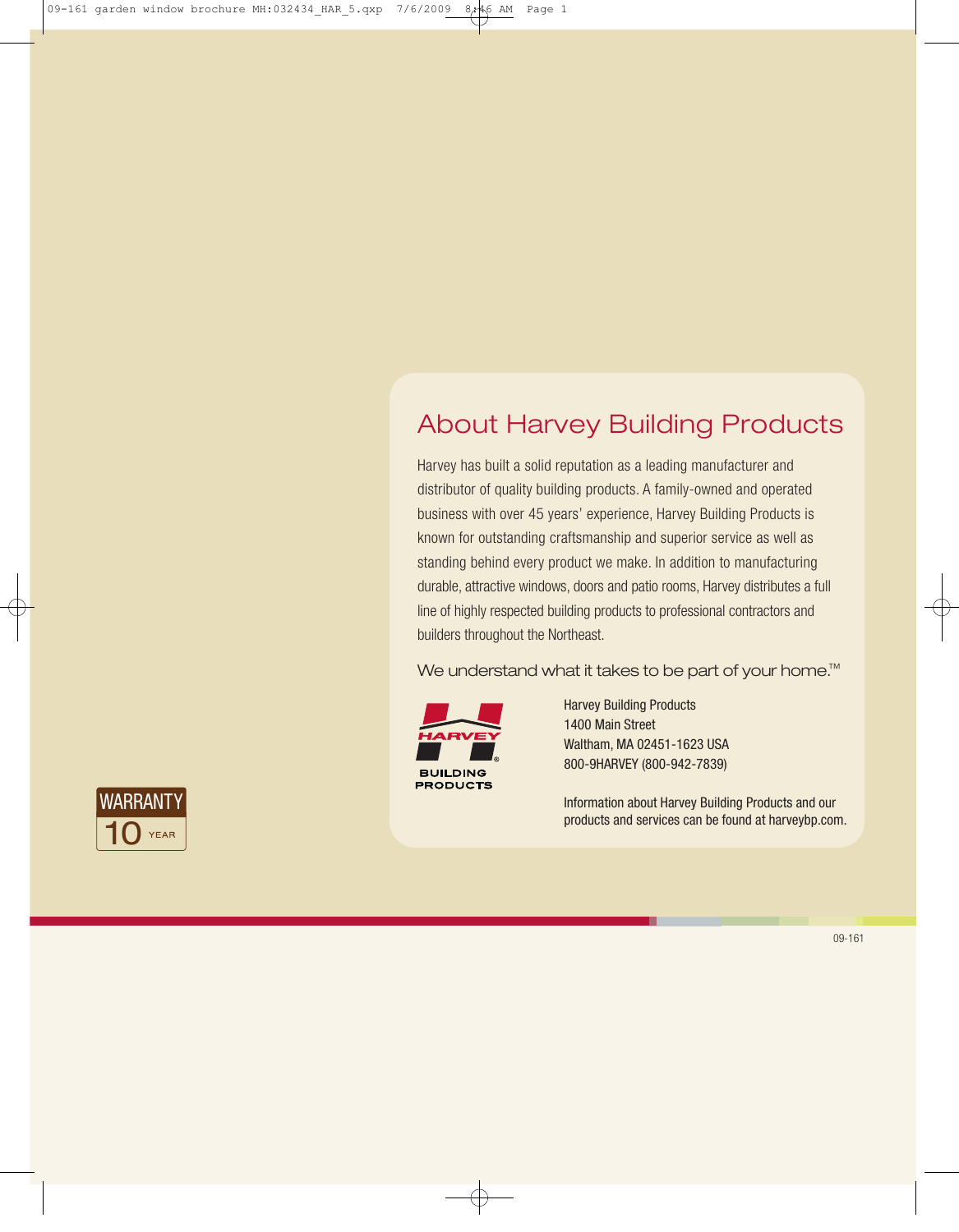WARRANTY 10 YEAR

## About Harvey Building Products

Harvey has built a solid reputation as a leading manufacturer and distributor of quality building products. A family-owned and operated business with over 45 years' experience, Harvey Building Products is known for outstanding craftsmanship and superior service as well as standing behind every product we make. In addition to manufacturing durable, attractive windows, doors and patio rooms, Harvey distributes a full line of highly respected building products to professional contractors and builders throughout the Northeast.

We understand what it takes to be part of your home.™

HARVEY® BUILDING PRODUCTS

Harvey Building Products
1400 Main Street
Waltham, MA 02451-1623 USA
800-9HARVEY (800-942-7839)

Information about Harvey Building Products and our products and services can be found at harveybp.com.

09-161